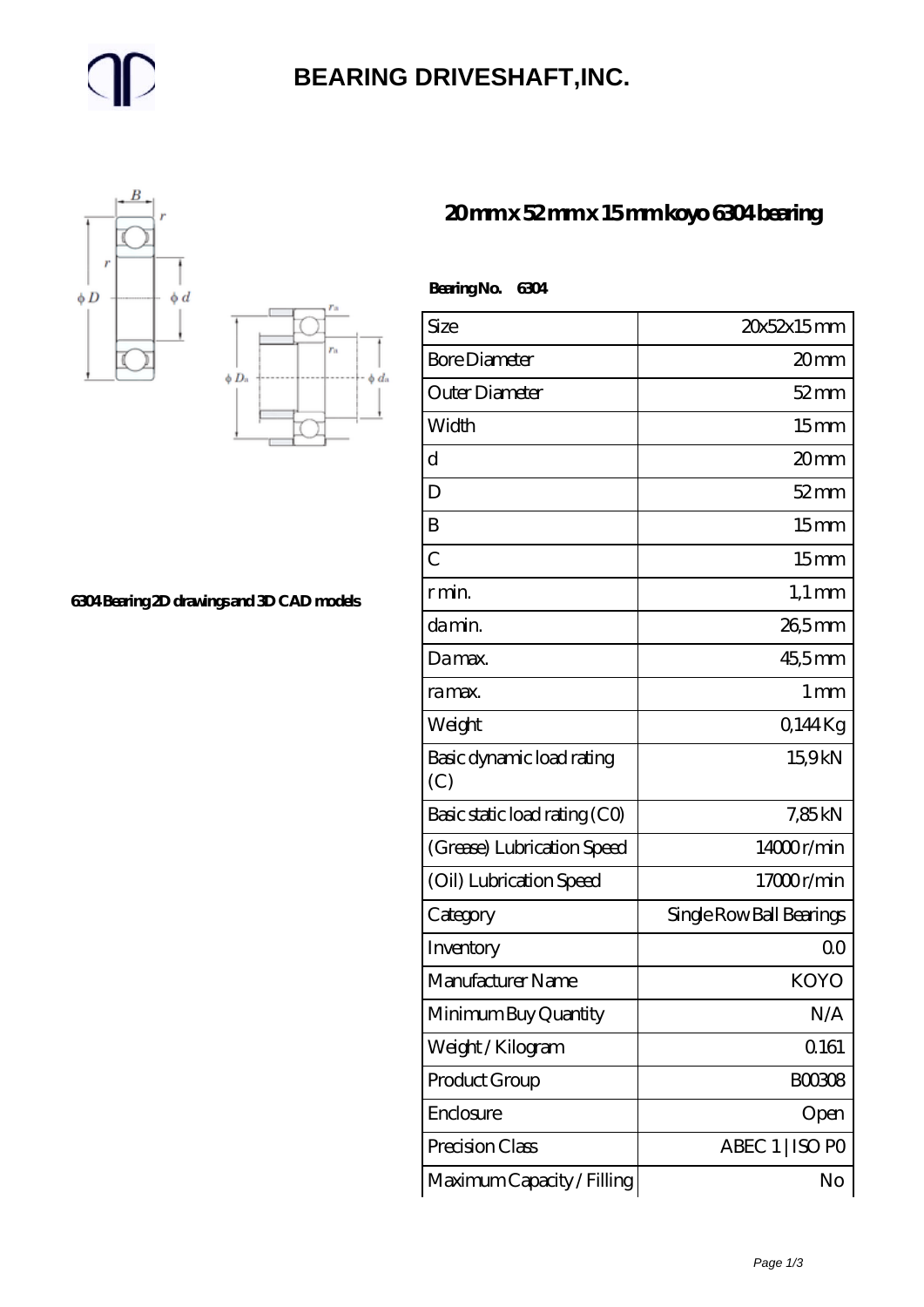# BEARING DRIVESHAFT,INC.

## 20 mm x 52 mm x 15 mm koyo 6304 bearing

6304 Bearing 2D drawings and 3D CAD models

**Bearing No. 6304**

| Size | 20x52x15 mm |
|---|---|
| Bore Diameter | 20 mm |
| Outer Diameter | 52 mm |
| Width | 15 mm |
| d | 20 mm |
| D | 52 mm |
| B | 15 mm |
| C | 15 mm |
| r min. | 1,1 mm |
| da min. | 26,5 mm |
| Da max. | 45,5 mm |
| ra max. | 1 mm |
| Weight | 0,144 Kg |
| Basic dynamic load rating (C) | 15,9 kN |
| Basic static load rating (C0) | 7,85 kN |
| (Grease) Lubrication Speed | 14000 r/min |
| (Oil) Lubrication Speed | 17000 r/min |
| Category | Single Row Ball Bearings |
| Inventory | 0.0 |
| Manufacturer Name | KOYO |
| Minimum Buy Quantity | N/A |
| Weight / Kilogram | 0.161 |
| Product Group | B00308 |
| Enclosure | Open |
| Precision Class | ABEC 1 \| ISO P0 |
| Maximum Capacity / Filling | No |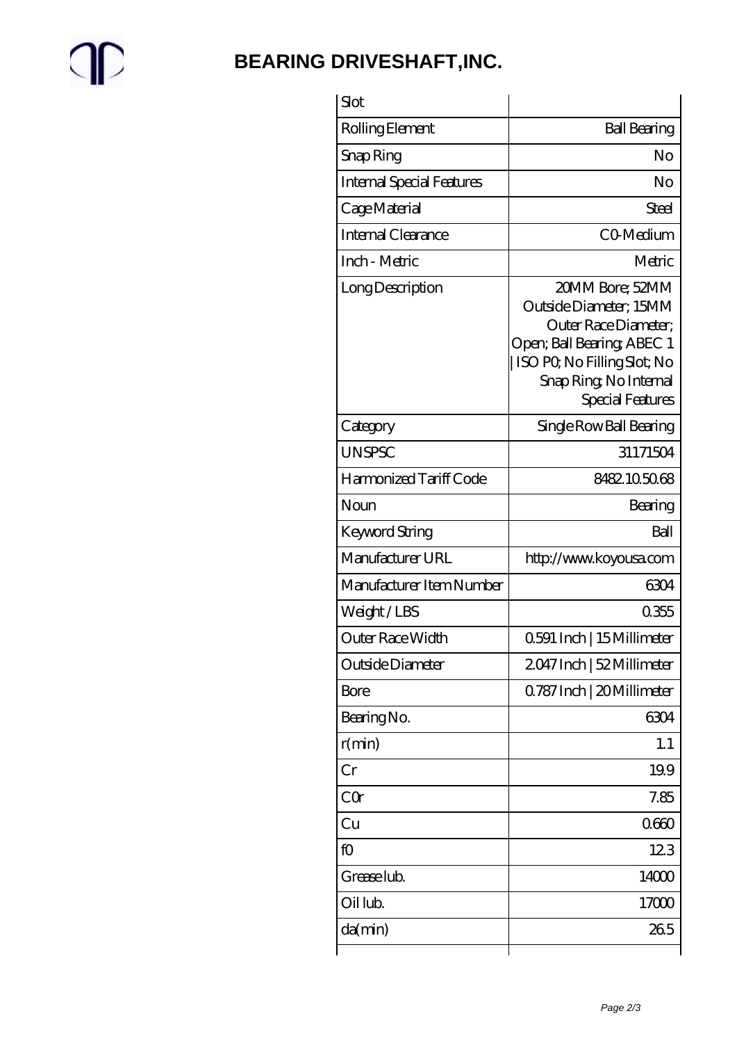# BEARING DRIVESHAFT,INC.

| | |
|---|---|
| Slot | |
| Rolling Element | Ball Bearing |
| Snap Ring | No |
| Internal Special Features | No |
| Cage Material | Steel |
| Internal Clearance | C0-Medium |
| Inch - Metric | Metric |
| Long Description | 20MM Bore; 52MM Outside Diameter; 15MM Outer Race Diameter; Open; Ball Bearing; ABEC 1 \| ISO P0; No Filling Slot; No Snap Ring; No Internal Special Features |
| Category | Single Row Ball Bearing |
| UNSPSC | 31171504 |
| Harmonized Tariff Code | 8482.10.50.68 |
| Noun | Bearing |
| Keyword String | Ball |
| Manufacturer URL | http://www.koyousa.com |
| Manufacturer Item Number | 6304 |
| Weight / LBS | 0.355 |
| Outer Race Width | 0.591 Inch \| 15 Millimeter |
| Outside Diameter | 2.047 Inch \| 52 Millimeter |
| Bore | 0.787 Inch \| 20 Millimeter |
| Bearing No. | 6304 |
| r(min) | 1.1 |
| Cr | 19.9 |
| C0r | 7.85 |
| Cu | 0.660 |
| f0 | 12.3 |
| Grease lub. | 14000 |
| Oil lub. | 17000 |
| da(min) | 26.5 |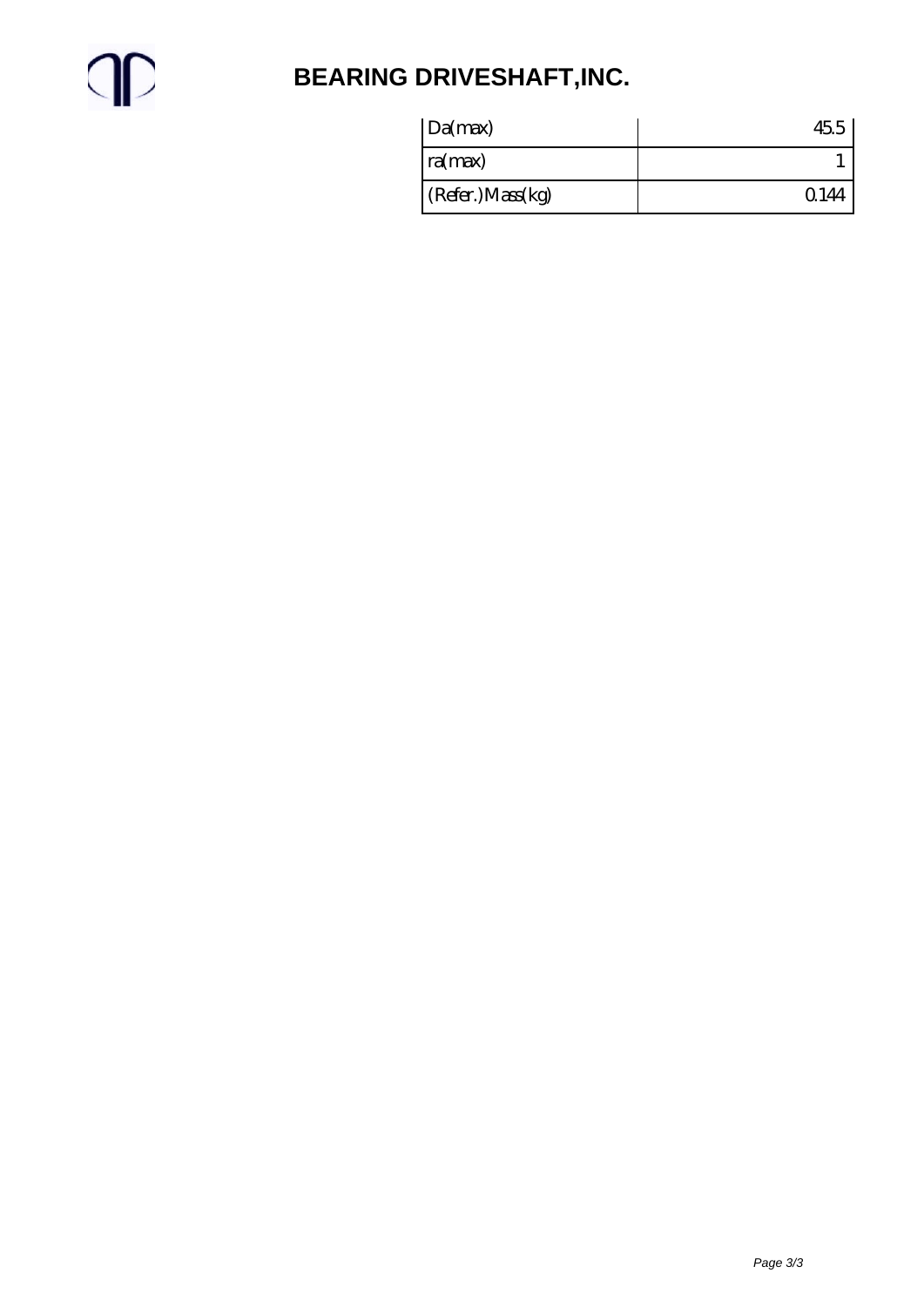| | |
|---|---|
| Da(max) | 45.5 |
| ra(max) | 1 |
| (Refer.)Mass(kg) | 0.144 |